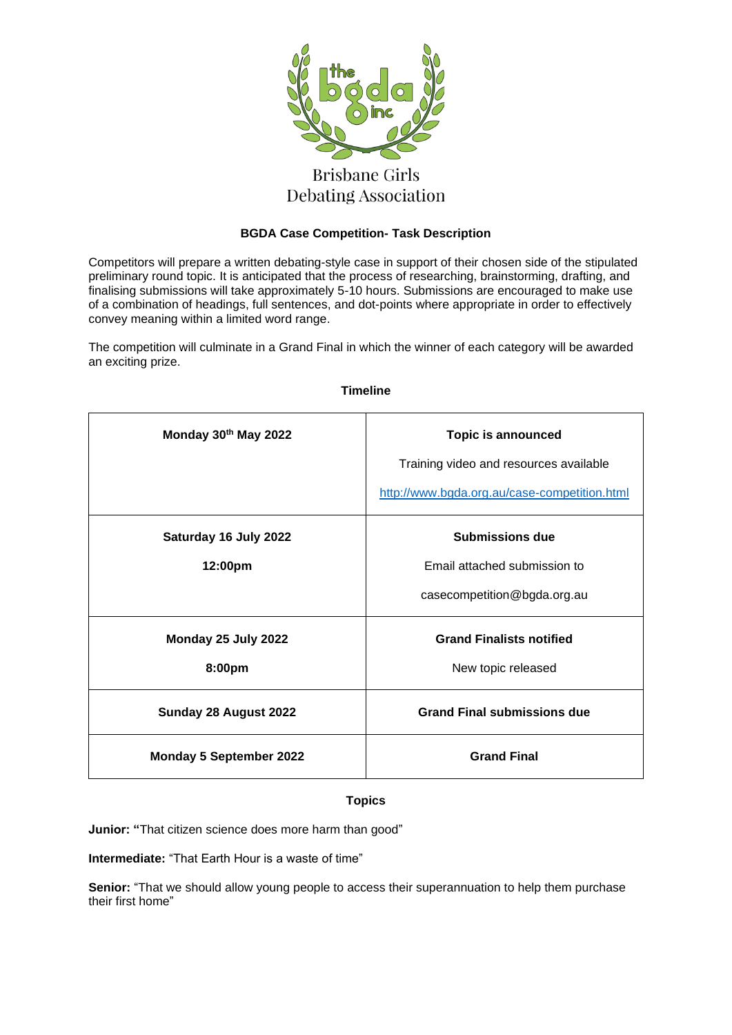Brisbane Girls Debating Association

**BGDA Case Competition- Task Description**

Competitors will prepare a written debating-style case in support of their chosen side of the stipulated preliminary round topic. It is anticipated that the process of researching, brainstorming, drafting, and finalising submissions will take approximately 5-10 hours. Submissions are encouraged to make use of a combination of headings, full sentences, and dot-points where appropriate in order to effectively convey meaning within a limited word range.

The competition will culminate in a Grand Final in which the winner of each category will be awarded an exciting prize.

**Timeline**

| | |
|---|---|
| **Monday 30th May 2022** | **Topic is announced**<br>Training video and resources available<br>http://www.bgda.org.au/case-competition.html |
| **Saturday 16 July 2022**<br>**12:00pm** | **Submissions due**<br>Email attached submission to<br>casecompetition@bgda.org.au |
| **Monday 25 July 2022**<br>**8:00pm** | **Grand Finalists notified**<br>New topic released |
| **Sunday 28 August 2022** | **Grand Final submissions due** |
| **Monday 5 September 2022** | **Grand Final** |

**Topics**

**Junior: "**That citizen science does more harm than good"

**Intermediate:** "That Earth Hour is a waste of time"

**Senior:** "That we should allow young people to access their superannuation to help them purchase their first home"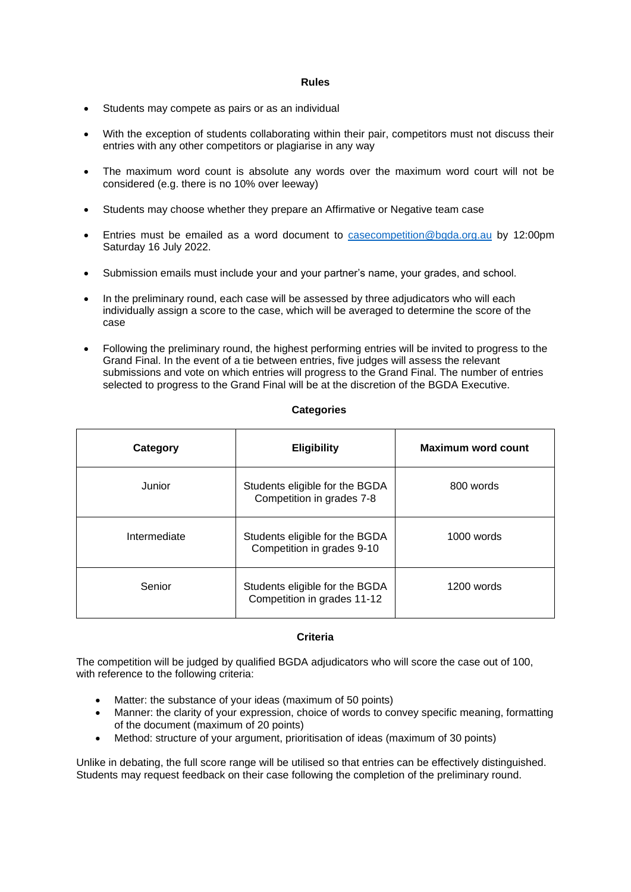## Rules

- Students may compete as pairs or as an individual
- With the exception of students collaborating within their pair, competitors must not discuss their entries with any other competitors or plagiarise in any way
- The maximum word count is absolute any words over the maximum word court will not be considered (e.g. there is no 10% over leeway)
- Students may choose whether they prepare an Affirmative or Negative team case
- Entries must be emailed as a word document to [casecompetition@bgda.org.au](mailto:casecompetition@bgda.org.au) by 12:00pm Saturday 16 July 2022.
- Submission emails must include your and your partner's name, your grades, and school.
- In the preliminary round, each case will be assessed by three adjudicators who will each individually assign a score to the case, which will be averaged to determine the score of the case
- Following the preliminary round, the highest performing entries will be invited to progress to the Grand Final. In the event of a tie between entries, five judges will assess the relevant submissions and vote on which entries will progress to the Grand Final. The number of entries selected to progress to the Grand Final will be at the discretion of the BGDA Executive.

## Categories

| Category | Eligibility | Maximum word count |
| --- | --- | --- |
| Junior | Students eligible for the BGDA Competition in grades 7-8 | 800 words |
| Intermediate | Students eligible for the BGDA Competition in grades 9-10 | 1000 words |
| Senior | Students eligible for the BGDA Competition in grades 11-12 | 1200 words |

## Criteria

The competition will be judged by qualified BGDA adjudicators who will score the case out of 100, with reference to the following criteria:

- Matter: the substance of your ideas (maximum of 50 points)
- Manner: the clarity of your expression, choice of words to convey specific meaning, formatting of the document (maximum of 20 points)
- Method: structure of your argument, prioritisation of ideas (maximum of 30 points)

Unlike in debating, the full score range will be utilised so that entries can be effectively distinguished. Students may request feedback on their case following the completion of the preliminary round.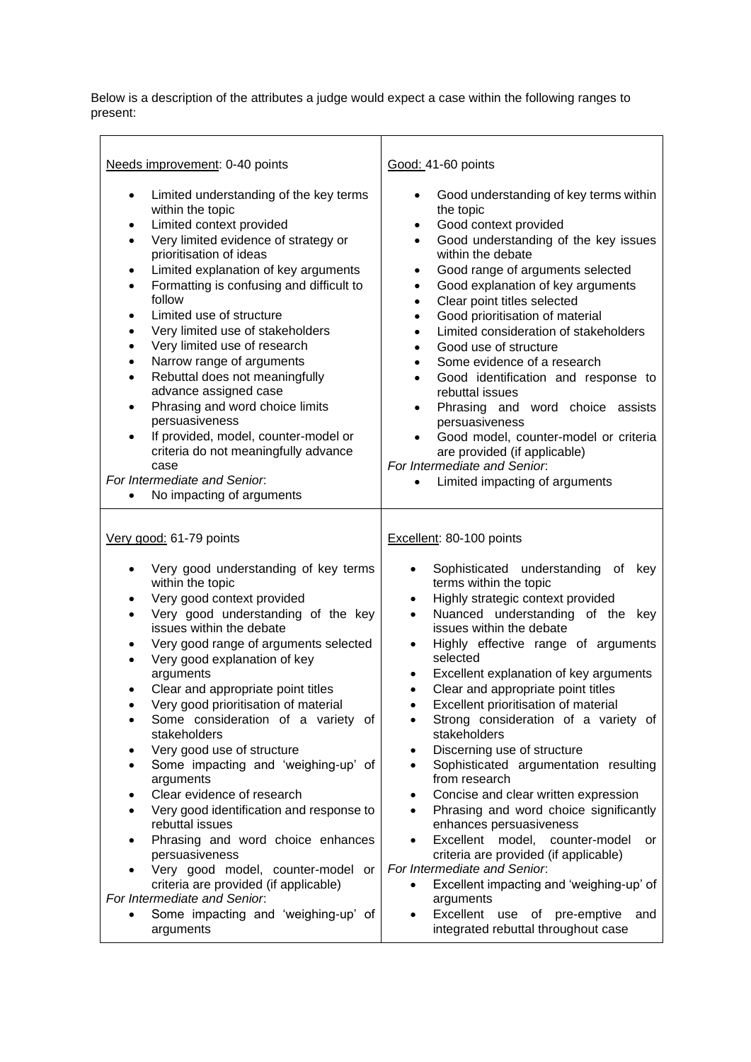Below is a description of the attributes a judge would expect a case within the following ranges to present:

| Needs improvement: 0-40 points | Good: 41-60 points |
|---|---|
| • Limited understanding of the key terms within the topic<br>• Limited context provided<br>• Very limited evidence of strategy or prioritisation of ideas<br>• Limited explanation of key arguments<br>• Formatting is confusing and difficult to follow<br>• Limited use of structure<br>• Very limited use of stakeholders<br>• Very limited use of research<br>• Narrow range of arguments<br>• Rebuttal does not meaningfully advance assigned case<br>• Phrasing and word choice limits persuasiveness<br>• If provided, model, counter-model or criteria do not meaningfully advance case<br>*For Intermediate and Senior*:<br>• No impacting of arguments | • Good understanding of key terms within the topic<br>• Good context provided<br>• Good understanding of the key issues within the debate<br>• Good range of arguments selected<br>• Good explanation of key arguments<br>• Clear point titles selected<br>• Good prioritisation of material<br>• Limited consideration of stakeholders<br>• Good use of structure<br>• Some evidence of a research<br>• Good identification and response to rebuttal issues<br>• Phrasing and word choice assists persuasiveness<br>• Good model, counter-model or criteria are provided (if applicable)<br>*For Intermediate and Senior*:<br>• Limited impacting of arguments |
| **Very good: 61-79 points** | **Excellent: 80-100 points** |
| • Very good understanding of key terms within the topic<br>• Very good context provided<br>• Very good understanding of the key issues within the debate<br>• Very good range of arguments selected<br>• Very good explanation of key arguments<br>• Clear and appropriate point titles<br>• Very good prioritisation of material<br>• Some consideration of a variety of stakeholders<br>• Very good use of structure<br>• Some impacting and 'weighing-up' of arguments<br>• Clear evidence of research<br>• Very good identification and response to rebuttal issues<br>• Phrasing and word choice enhances persuasiveness<br>• Very good model, counter-model or criteria are provided (if applicable)<br>*For Intermediate and Senior*:<br>• Some impacting and 'weighing-up' of arguments | • Sophisticated understanding of key terms within the topic<br>• Highly strategic context provided<br>• Nuanced understanding of the key issues within the debate<br>• Highly effective range of arguments selected<br>• Excellent explanation of key arguments<br>• Clear and appropriate point titles<br>• Excellent prioritisation of material<br>• Strong consideration of a variety of stakeholders<br>• Discerning use of structure<br>• Sophisticated argumentation resulting from research<br>• Concise and clear written expression<br>• Phrasing and word choice significantly enhances persuasiveness<br>• Excellent model, counter-model or criteria are provided (if applicable)<br>*For Intermediate and Senior*:<br>• Excellent impacting and 'weighing-up' of arguments<br>• Excellent use of pre-emptive and integrated rebuttal throughout case |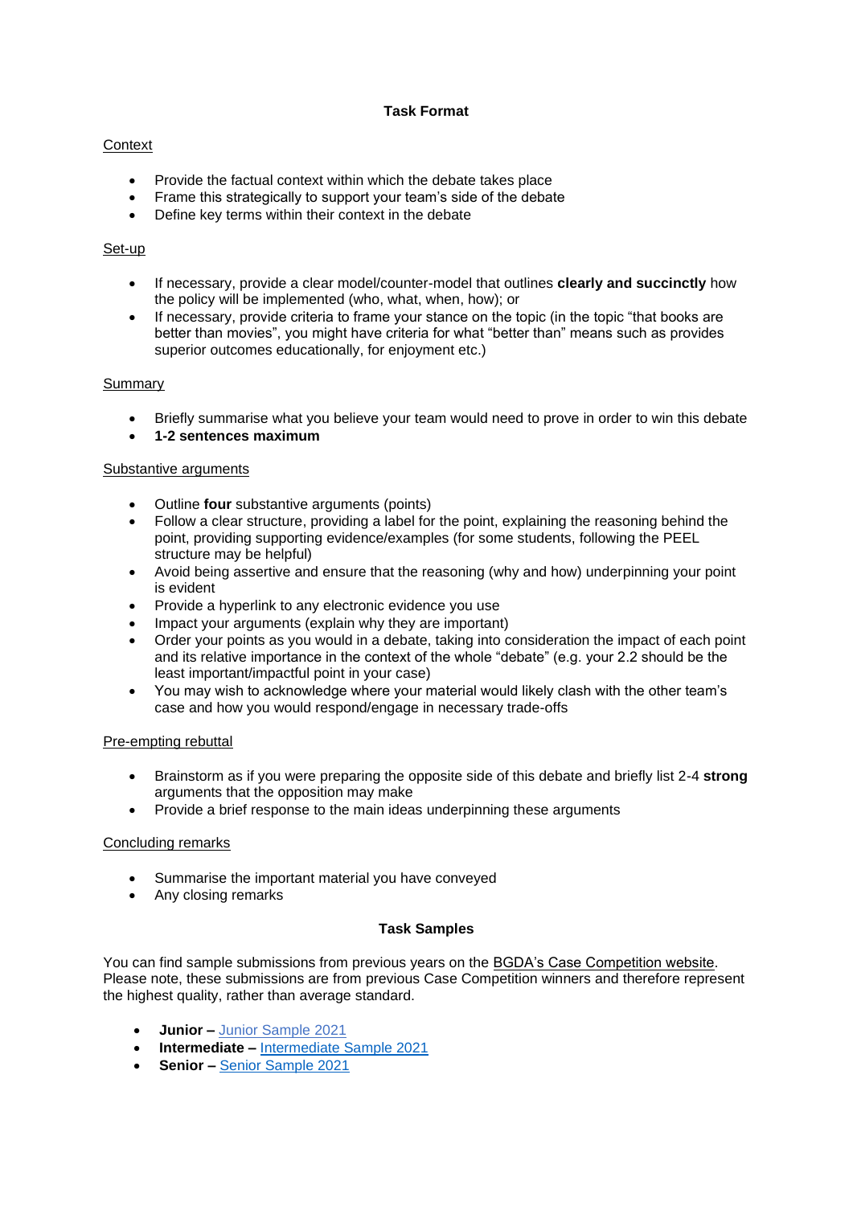## Task Format

### Context

- Provide the factual context within which the debate takes place
- Frame this strategically to support your team's side of the debate
- Define key terms within their context in the debate

### Set-up

- If necessary, provide a clear model/counter-model that outlines **clearly and succinctly** how the policy will be implemented (who, what, when, how); or
- If necessary, provide criteria to frame your stance on the topic (in the topic "that books are better than movies", you might have criteria for what "better than" means such as provides superior outcomes educationally, for enjoyment etc.)

### Summary

- Briefly summarise what you believe your team would need to prove in order to win this debate
- **1-2 sentences maximum**

### Substantive arguments

- Outline **four** substantive arguments (points)
- Follow a clear structure, providing a label for the point, explaining the reasoning behind the point, providing supporting evidence/examples (for some students, following the PEEL structure may be helpful)
- Avoid being assertive and ensure that the reasoning (why and how) underpinning your point is evident
- Provide a hyperlink to any electronic evidence you use
- Impact your arguments (explain why they are important)
- Order your points as you would in a debate, taking into consideration the impact of each point and its relative importance in the context of the whole "debate" (e.g. your 2.2 should be the least important/impactful point in your case)
- You may wish to acknowledge where your material would likely clash with the other team's case and how you would respond/engage in necessary trade-offs

### Pre-empting rebuttal

- Brainstorm as if you were preparing the opposite side of this debate and briefly list 2-4 **strong** arguments that the opposition may make
- Provide a brief response to the main ideas underpinning these arguments

### Concluding remarks

- Summarise the important material you have conveyed
- Any closing remarks

## Task Samples

You can find sample submissions from previous years on the BGDA's Case Competition website. Please note, these submissions are from previous Case Competition winners and therefore represent the highest quality, rather than average standard.

- **Junior –** Junior Sample 2021
- **Intermediate –** Intermediate Sample 2021
- **Senior –** Senior Sample 2021